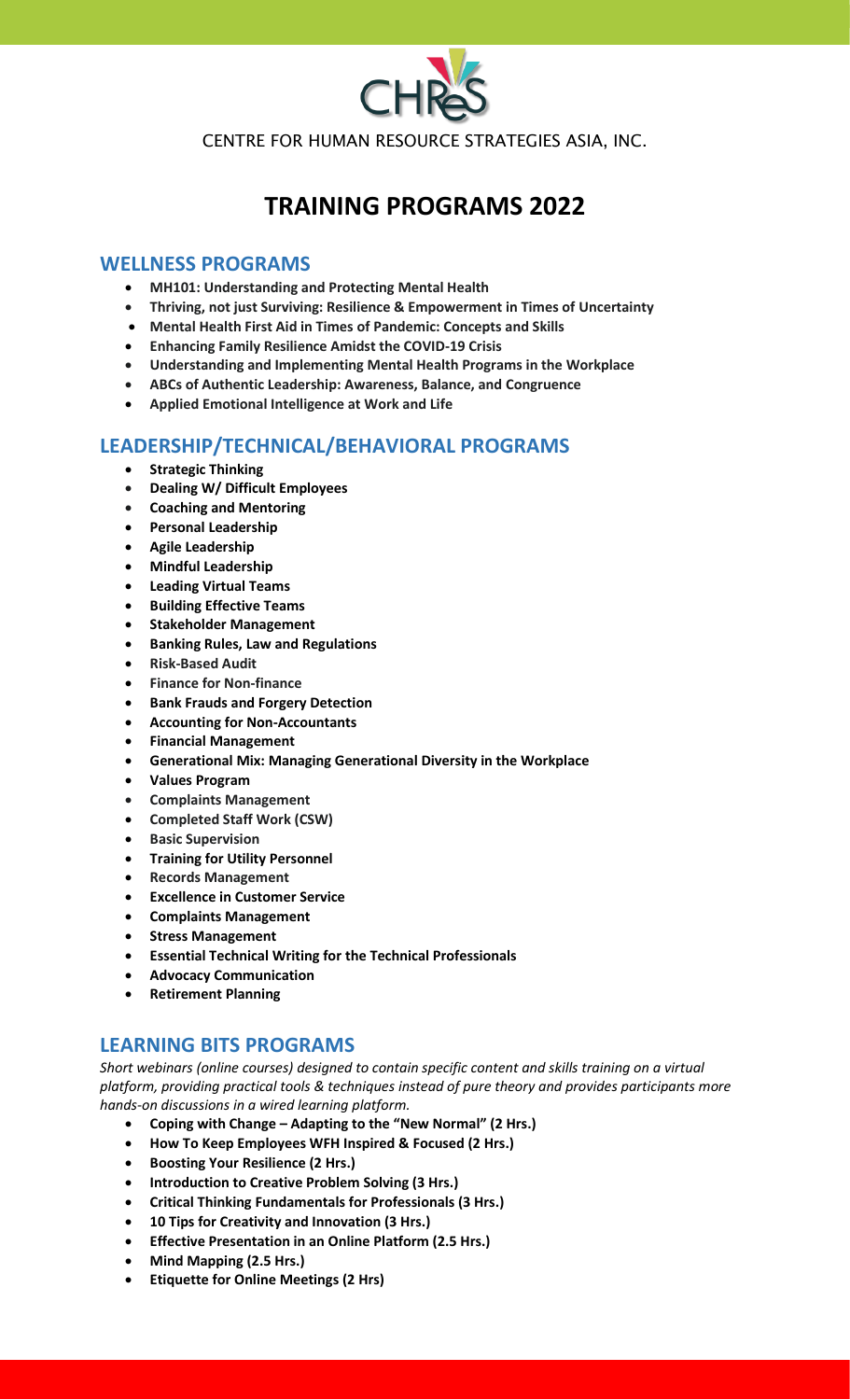CHReS

CENTRE FOR HUMAN RESOURCE STRATEGIES ASIA, INC.

# TRAINING PROGRAMS 2022

## WELLNESS PROGRAMS

- **MH101: Understanding and Protecting Mental Health**
- **Thriving, not just Surviving: Resilience & Empowerment in Times of Uncertainty**
- **Mental Health First Aid in Times of Pandemic: Concepts and Skills**
- **Enhancing Family Resilience Amidst the COVID-19 Crisis**
- **Understanding and Implementing Mental Health Programs in the Workplace**
- **ABCs of Authentic Leadership: Awareness, Balance, and Congruence**
- **Applied Emotional Intelligence at Work and Life**

## LEADERSHIP/TECHNICAL/BEHAVIORAL PROGRAMS

- **Strategic Thinking**
- **Dealing W/ Difficult Employees**
- **Coaching and Mentoring**
- **Personal Leadership**
- **Agile Leadership**
- **Mindful Leadership**
- **Leading Virtual Teams**
- **Building Effective Teams**
- **Stakeholder Management**
- **Banking Rules, Law and Regulations**
- **Risk-Based Audit**
- **Finance for Non-finance**
- **Bank Frauds and Forgery Detection**
- **Accounting for Non-Accountants**
- **Financial Management**
- **Generational Mix: Managing Generational Diversity in the Workplace**
- **Values Program**
- **Complaints Management**
- **Completed Staff Work (CSW)**
- **Basic Supervision**
- **Training for Utility Personnel**
- **Records Management**
- **Excellence in Customer Service**
- **Complaints Management**
- **Stress Management**
- **Essential Technical Writing for the Technical Professionals**
- **Advocacy Communication**
- **Retirement Planning**

## LEARNING BITS PROGRAMS

*Short webinars (online courses) designed to contain specific content and skills training on a virtual platform, providing practical tools & techniques instead of pure theory and provides participants more hands-on discussions in a wired learning platform.*

- **Coping with Change – Adapting to the "New Normal" (2 Hrs.)**
- **How To Keep Employees WFH Inspired & Focused (2 Hrs.)**
- **Boosting Your Resilience (2 Hrs.)**
- **Introduction to Creative Problem Solving (3 Hrs.)**
- **Critical Thinking Fundamentals for Professionals (3 Hrs.)**
- **10 Tips for Creativity and Innovation (3 Hrs.)**
- **Effective Presentation in an Online Platform (2.5 Hrs.)**
- **Mind Mapping (2.5 Hrs.)**
- **Etiquette for Online Meetings (2 Hrs)**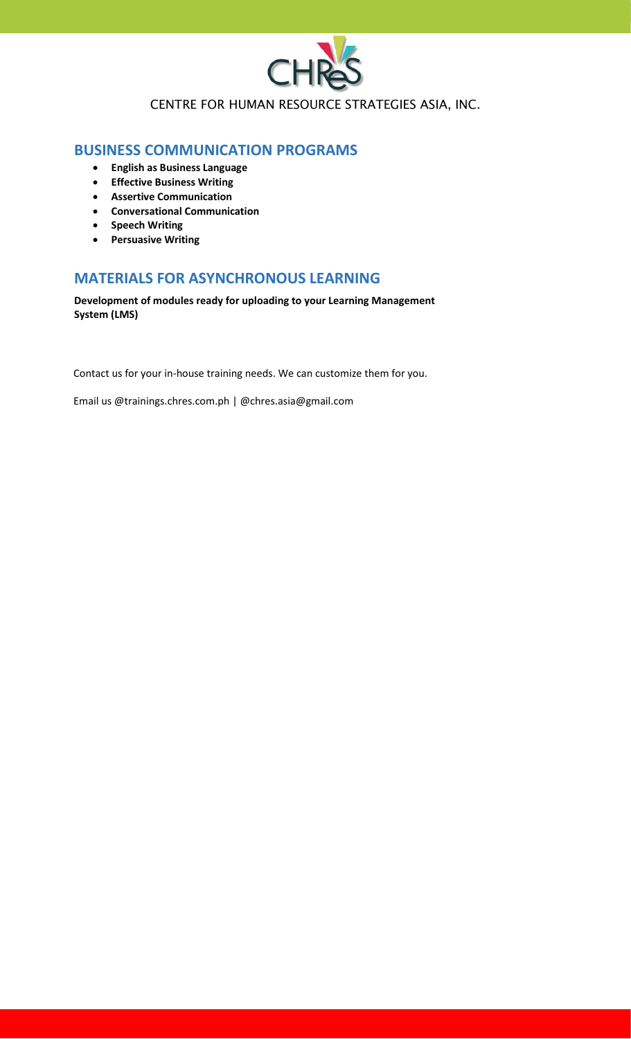CENTRE FOR HUMAN RESOURCE STRATEGIES ASIA, INC.

## BUSINESS COMMUNICATION PROGRAMS

- **English as Business Language**
- **Effective Business Writing**
- **Assertive Communication**
- **Conversational Communication**
- **Speech Writing**
- **Persuasive Writing**

## MATERIALS FOR ASYNCHRONOUS LEARNING

**Development of modules ready for uploading to your Learning Management System (LMS)**

Contact us for your in-house training needs. We can customize them for you.

Email us @trainings.chres.com.ph | @chres.asia@gmail.com